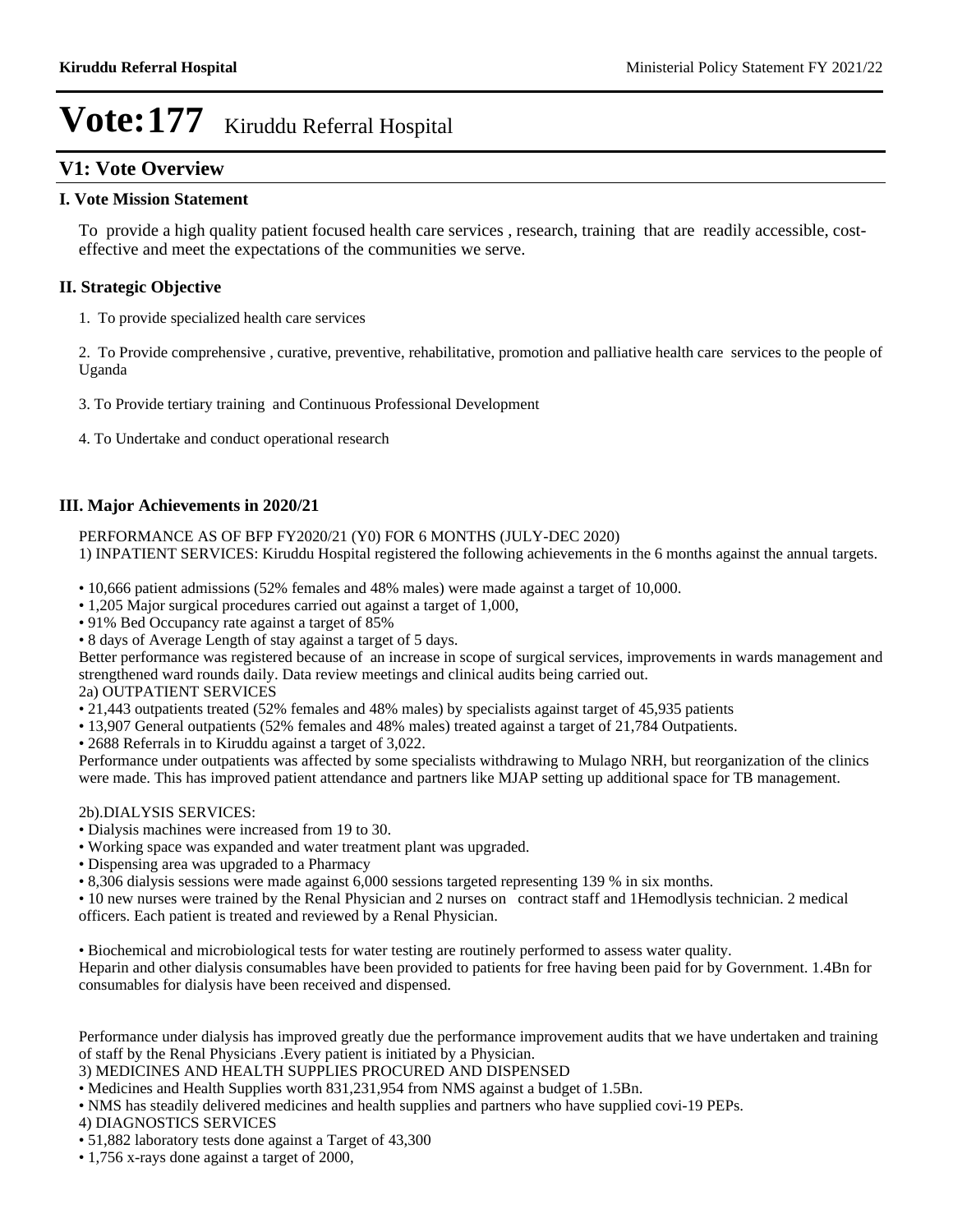# Vote:177 Kiruddu Referral Hospital

## V1: Vote Overview

### I. Vote Mission Statement

To provide a high quality patient focused health care services , research, training that are readily accessible, cost-effective and meet the expectations of the communities we serve.

### II. Strategic Objective

1. To provide specialized health care services

2. To Provide comprehensive , curative, preventive, rehabilitative, promotion and palliative health care services to the people of Uganda

3. To Provide tertiary training and Continuous Professional Development

4. To Undertake and conduct operational research

### III. Major Achievements in 2020/21

PERFORMANCE AS OF BFP FY2020/21 (Y0) FOR 6 MONTHS (JULY-DEC 2020)
1) INPATIENT SERVICES: Kiruddu Hospital registered the following achievements in the 6 months against the annual targets.

- 10,666 patient admissions (52% females and 48% males) were made against a target of 10,000.
- 1,205 Major surgical procedures carried out against a target of 1,000,
- 91% Bed Occupancy rate against a target of 85%
- 8 days of Average Length of stay against a target of 5 days.

Better performance was registered because of an increase in scope of surgical services, improvements in wards management and strengthened ward rounds daily. Data review meetings and clinical audits being carried out.
2a) OUTPATIENT SERVICES

- 21,443 outpatients treated (52% females and 48% males) by specialists against target of 45,935 patients
- 13,907 General outpatients (52% females and 48% males) treated against a target of 21,784 Outpatients.
- 2688 Referrals in to Kiruddu against a target of 3,022.

Performance under outpatients was affected by some specialists withdrawing to Mulago NRH, but reorganization of the clinics were made. This has improved patient attendance and partners like MJAP setting up additional space for TB management.

2b).DIALYSIS SERVICES:

- Dialysis machines were increased from 19 to 30.
- Working space was expanded and water treatment plant was upgraded.
- Dispensing area was upgraded to a Pharmacy
- 8,306 dialysis sessions were made against 6,000 sessions targeted representing 139 % in six months.
- 10 new nurses were trained by the Renal Physician and 2 nurses on contract staff and 1Hemodlysis technician. 2 medical officers. Each patient is treated and reviewed by a Renal Physician.

- Biochemical and microbiological tests for water testing are routinely performed to assess water quality.

Heparin and other dialysis consumables have been provided to patients for free having been paid for by Government. 1.4Bn for consumables for dialysis have been received and dispensed.

Performance under dialysis has improved greatly due the performance improvement audits that we have undertaken and training of staff by the Renal Physicians .Every patient is initiated by a Physician.
3) MEDICINES AND HEALTH SUPPLIES PROCURED AND DISPENSED

- Medicines and Health Supplies worth 831,231,954 from NMS against a budget of 1.5Bn.
- NMS has steadily delivered medicines and health supplies and partners who have supplied covi-19 PEPs.

4) DIAGNOSTICS SERVICES

- 51,882 laboratory tests done against a Target of 43,300
- 1,756 x-rays done against a target of 2000,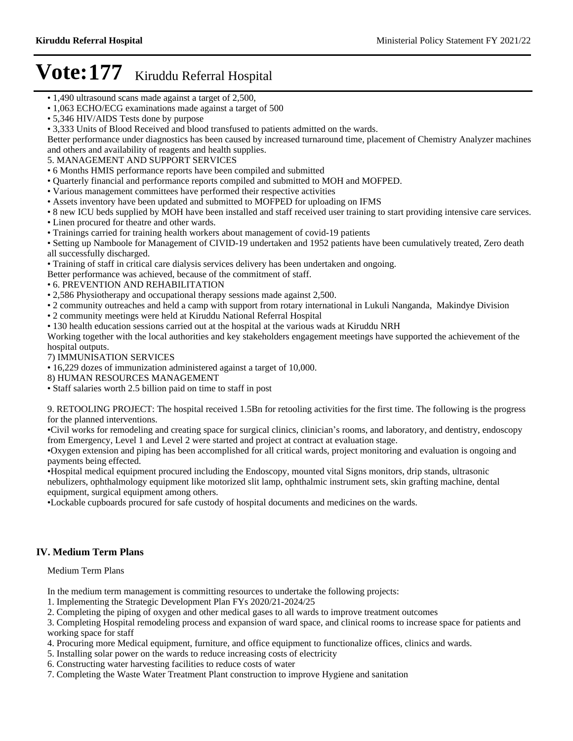# Vote:177 Kiruddu Referral Hospital

- 1,490 ultrasound scans made against a target of 2,500,
- 1,063 ECHO/ECG examinations made against a target of 500
- 5,346 HIV/AIDS Tests done by purpose
- 3,333 Units of Blood Received and blood transfused to patients admitted on the wards.

Better performance under diagnostics has been caused by increased turnaround time, placement of Chemistry Analyzer machines and others and availability of reagents and health supplies.

5. MANAGEMENT AND SUPPORT SERVICES

- 6 Months HMIS performance reports have been compiled and submitted
- Quarterly financial and performance reports compiled and submitted to MOH and MOFPED.
- Various management committees have performed their respective activities
- Assets inventory have been updated and submitted to MOFPED for uploading on IFMS
- 8 new ICU beds supplied by MOH have been installed and staff received user training to start providing intensive care services.
- Linen procured for theatre and other wards.
- Trainings carried for training health workers about management of covid-19 patients
- Setting up Namboole for Management of CIVID-19 undertaken and 1952 patients have been cumulatively treated, Zero death all successfully discharged.
- Training of staff in critical care dialysis services delivery has been undertaken and ongoing.

Better performance was achieved, because of the commitment of staff.

- 6. PREVENTION AND REHABILITATION
- 2,586 Physiotherapy and occupational therapy sessions made against 2,500.
- 2 community outreaches and held a camp with support from rotary international in Lukuli Nanganda, Makindye Division
- 2 community meetings were held at Kiruddu National Referral Hospital
- 130 health education sessions carried out at the hospital at the various wads at Kiruddu NRH

Working together with the local authorities and key stakeholders engagement meetings have supported the achievement of the hospital outputs.

7) IMMUNISATION SERVICES

- 16,229 dozes of immunization administered against a target of 10,000.

8) HUMAN RESOURCES MANAGEMENT

- Staff salaries worth 2.5 billion paid on time to staff in post

9. RETOOLING PROJECT: The hospital received 1.5Bn for retooling activities for the first time. The following is the progress for the planned interventions.

- Civil works for remodeling and creating space for surgical clinics, clinician's rooms, and laboratory, and dentistry, endoscopy from Emergency, Level 1 and Level 2 were started and project at contract at evaluation stage.
- Oxygen extension and piping has been accomplished for all critical wards, project monitoring and evaluation is ongoing and payments being effected.
- Hospital medical equipment procured including the Endoscopy, mounted vital Signs monitors, drip stands, ultrasonic nebulizers, ophthalmology equipment like motorized slit lamp, ophthalmic instrument sets, skin grafting machine, dental equipment, surgical equipment among others.
- Lockable cupboards procured for safe custody of hospital documents and medicines on the wards.

## IV. Medium Term Plans

Medium Term Plans

In the medium term management is committing resources to undertake the following projects:

1. Implementing the Strategic Development Plan FYs 2020/21-2024/25
2. Completing the piping of oxygen and other medical gases to all wards to improve treatment outcomes
3. Completing Hospital remodeling process and expansion of ward space, and clinical rooms to increase space for patients and working space for staff
4. Procuring more Medical equipment, furniture, and office equipment to functionalize offices, clinics and wards.
5. Installing solar power on the wards to reduce increasing costs of electricity
6. Constructing water harvesting facilities to reduce costs of water
7. Completing the Waste Water Treatment Plant construction to improve Hygiene and sanitation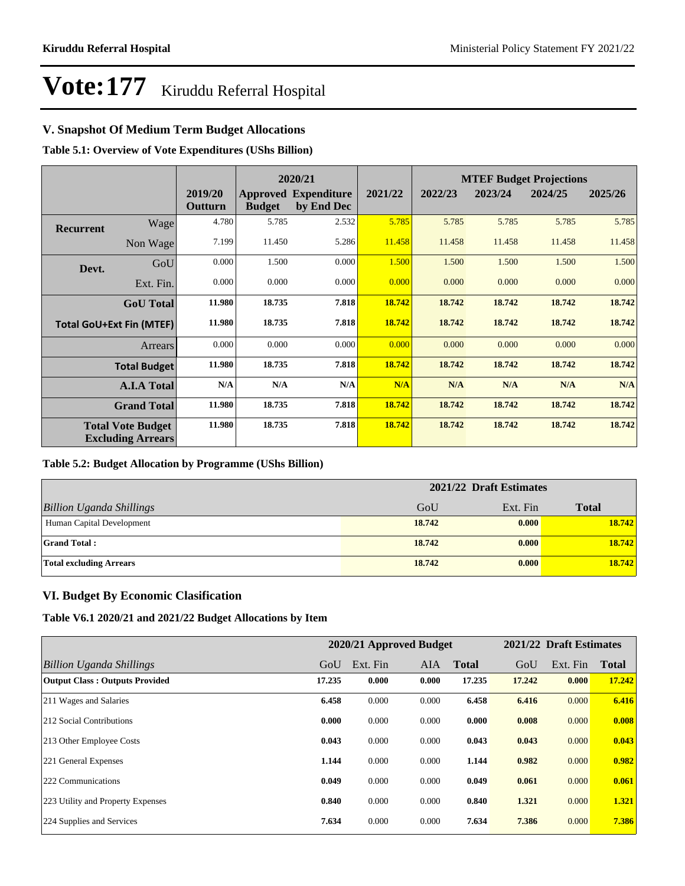# Vote:177 Kiruddu Referral Hospital

## V. Snapshot Of Medium Term Budget Allocations

**Table 5.1: Overview of Vote Expenditures (UShs Billion)**

| | | | 2020/21 | | | MTEF Budget Projections | | | |
|---|---|---|---|---|---|---|---|---|---|
| | | 2019/20 Outturn | Approved Budget | Expenditure by End Dec | 2021/22 | 2022/23 | 2023/24 | 2024/25 | 2025/26 |
| **Recurrent** | Wage | 4.780 | 5.785 | 2.532 | 5.785 | 5.785 | 5.785 | 5.785 | 5.785 |
| | Non Wage | 7.199 | 11.450 | 5.286 | 11.458 | 11.458 | 11.458 | 11.458 | 11.458 |
| **Devt.** | GoU | 0.000 | 1.500 | 0.000 | 1.500 | 1.500 | 1.500 | 1.500 | 1.500 |
| | Ext. Fin. | 0.000 | 0.000 | 0.000 | 0.000 | 0.000 | 0.000 | 0.000 | 0.000 |
| | **GoU Total** | **11.980** | **18.735** | **7.818** | **18.742** | **18.742** | **18.742** | **18.742** | **18.742** |
| **Total GoU+Ext Fin (MTEF)** | | **11.980** | **18.735** | **7.818** | **18.742** | **18.742** | **18.742** | **18.742** | **18.742** |
| | Arrears | 0.000 | 0.000 | 0.000 | 0.000 | 0.000 | 0.000 | 0.000 | 0.000 |
| | **Total Budget** | **11.980** | **18.735** | **7.818** | **18.742** | **18.742** | **18.742** | **18.742** | **18.742** |
| | **A.I.A Total** | **N/A** | **N/A** | **N/A** | **N/A** | **N/A** | **N/A** | **N/A** | **N/A** |
| | **Grand Total** | **11.980** | **18.735** | **7.818** | **18.742** | **18.742** | **18.742** | **18.742** | **18.742** |
| **Total Vote Budget Excluding Arrears** | | **11.980** | **18.735** | **7.818** | **18.742** | **18.742** | **18.742** | **18.742** | **18.742** |

**Table 5.2: Budget Allocation by Programme (UShs Billion)**

| | 2021/22 Draft Estimates | | |
|---|---|---|---|
| *Billion Uganda Shillings* | GoU | Ext. Fin | **Total** |
| Human Capital Development | **18.742** | **0.000** | **18.742** |
| **Grand Total :** | **18.742** | **0.000** | **18.742** |
| **Total excluding Arrears** | **18.742** | **0.000** | **18.742** |

## VI. Budget By Economic Clasification

**Table V6.1 2020/21 and 2021/22 Budget Allocations by Item**

| | 2020/21 Approved Budget | | | | 2021/22 Draft Estimates | | |
|---|---|---|---|---|---|---|---|
| *Billion Uganda Shillings* | GoU | Ext. Fin | AIA | **Total** | GoU | Ext. Fin | **Total** |
| **Output Class : Outputs Provided** | **17.235** | **0.000** | **0.000** | **17.235** | **17.242** | **0.000** | **17.242** |
| 211 Wages and Salaries | **6.458** | 0.000 | 0.000 | **6.458** | **6.416** | 0.000 | **6.416** |
| 212 Social Contributions | **0.000** | 0.000 | 0.000 | **0.000** | **0.008** | 0.000 | **0.008** |
| 213 Other Employee Costs | **0.043** | 0.000 | 0.000 | **0.043** | **0.043** | 0.000 | **0.043** |
| 221 General Expenses | **1.144** | 0.000 | 0.000 | **1.144** | **0.982** | 0.000 | **0.982** |
| 222 Communications | **0.049** | 0.000 | 0.000 | **0.049** | **0.061** | 0.000 | **0.061** |
| 223 Utility and Property Expenses | **0.840** | 0.000 | 0.000 | **0.840** | **1.321** | 0.000 | **1.321** |
| 224 Supplies and Services | **7.634** | 0.000 | 0.000 | **7.634** | **7.386** | 0.000 | **7.386** |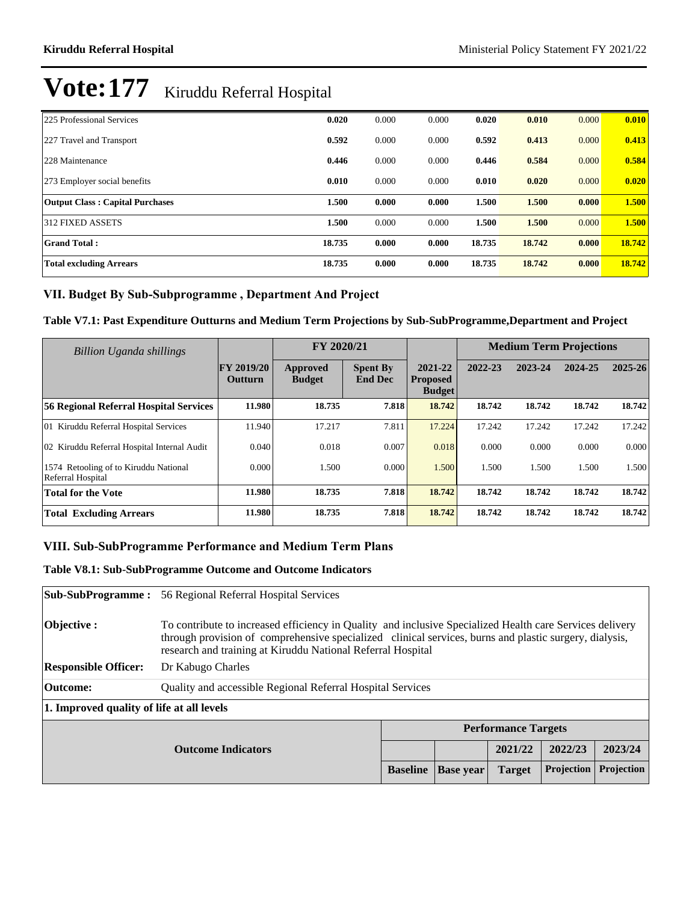# Vote:177 Kiruddu Referral Hospital

| | | | | | | | |
|---|---|---|---|---|---|---|---|
| 225 Professional Services | **0.020** | 0.000 | 0.000 | **0.020** | **0.010** | 0.000 | **0.010** |
| 227 Travel and Transport | **0.592** | 0.000 | 0.000 | **0.592** | **0.413** | 0.000 | **0.413** |
| 228 Maintenance | **0.446** | 0.000 | 0.000 | **0.446** | **0.584** | 0.000 | **0.584** |
| 273 Employer social benefits | **0.010** | 0.000 | 0.000 | **0.010** | **0.020** | 0.000 | **0.020** |
| **Output Class : Capital Purchases** | **1.500** | **0.000** | **0.000** | **1.500** | **1.500** | **0.000** | **1.500** |
| 312 FIXED ASSETS | **1.500** | 0.000 | 0.000 | **1.500** | **1.500** | 0.000 | **1.500** |
| **Grand Total :** | **18.735** | **0.000** | **0.000** | **18.735** | **18.742** | **0.000** | **18.742** |
| **Total excluding Arrears** | **18.735** | **0.000** | **0.000** | **18.735** | **18.742** | **0.000** | **18.742** |

## VII. Budget By Sub-Subprogramme , Department And Project

### Table V7.1: Past Expenditure Outturns and Medium Term Projections by Sub-SubProgramme,Department and Project

| *Billion Uganda shillings* | | FY 2020/21 | | | Medium Term Projections | | | |
|---|---|---|---|---|---|---|---|---|
| | **FY 2019/20 Outturn** | **Approved Budget** | **Spent By End Dec** | **2021-22 Proposed Budget** | **2022-23** | **2023-24** | **2024-25** | **2025-26** |
| **56 Regional Referral Hospital Services** | **11.980** | **18.735** | **7.818** | **18.742** | **18.742** | **18.742** | **18.742** | **18.742** |
| 01 Kiruddu Referral Hospital Services | 11.940 | 17.217 | 7.811 | 17.224 | 17.242 | 17.242 | 17.242 | 17.242 |
| 02 Kiruddu Referral Hospital Internal Audit | 0.040 | 0.018 | 0.007 | 0.018 | 0.000 | 0.000 | 0.000 | 0.000 |
| 1574 Retooling of to Kiruddu National Referral Hospital | 0.000 | 1.500 | 0.000 | 1.500 | 1.500 | 1.500 | 1.500 | 1.500 |
| **Total for the Vote** | **11.980** | **18.735** | **7.818** | **18.742** | **18.742** | **18.742** | **18.742** | **18.742** |
| **Total Excluding Arrears** | **11.980** | **18.735** | **7.818** | **18.742** | **18.742** | **18.742** | **18.742** | **18.742** |

## VIII. Sub-SubProgramme Performance and Medium Term Plans

### Table V8.1: Sub-SubProgramme Outcome and Outcome Indicators

| | |
|---|---|
| **Sub-SubProgramme :** | 56 Regional Referral Hospital Services |
| **Objective :** | To contribute to increased efficiency in Quality and inclusive Specialized Health care Services delivery through provision of comprehensive specialized clinical services, burns and plastic surgery, dialysis, research and training at Kiruddu National Referral Hospital |
| **Responsible Officer:** | Dr Kabugo Charles |
| **Outcome:** | Quality and accessible Regional Referral Hospital Services |

**1. Improved quality of life at all levels**

| Outcome Indicators | | | Performance Targets | | |
|---|---|---|---|---|---|
| | | | 2021/22 | 2022/23 | 2023/24 |
| | **Baseline** | **Base year** | **Target** | **Projection** | **Projection** |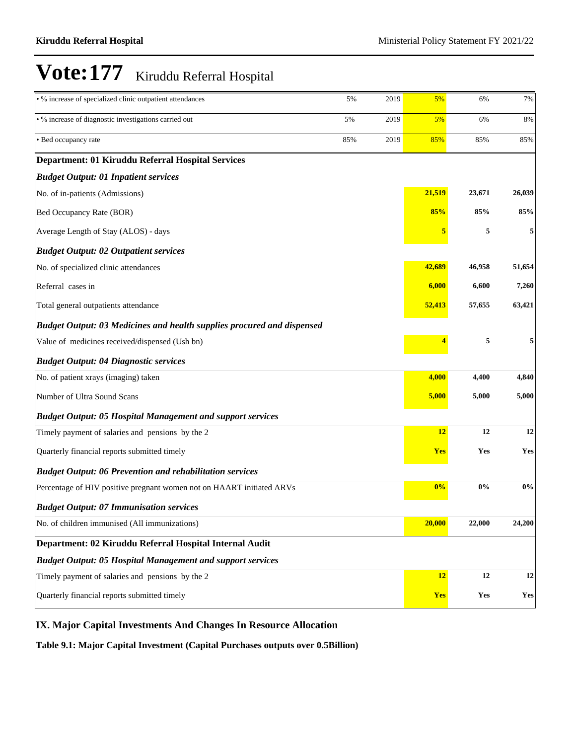# Vote:177 Kiruddu Referral Hospital

| | | | | | |
|---|---|---|---|---|---|
| • % increase of specialized clinic outpatient attendances | 5% | 2019 | 5% | 6% | 7% |
| • % increase of diagnostic investigations carried out | 5% | 2019 | 5% | 6% | 8% |
| • Bed occupancy rate | 85% | 2019 | 85% | 85% | 85% |
| **Department: 01 Kiruddu Referral Hospital Services** | | | | | |
| ***Budget Output: 01 Inpatient services*** | | | | | |
| No. of in-patients (Admissions) | | | **21,519** | **23,671** | **26,039** |
| Bed Occupancy Rate (BOR) | | | **85%** | **85%** | **85%** |
| Average Length of Stay (ALOS) - days | | | **5** | **5** | **5** |
| ***Budget Output: 02 Outpatient services*** | | | | | |
| No. of specialized clinic attendances | | | **42,689** | **46,958** | **51,654** |
| Referral cases in | | | **6,000** | **6,600** | **7,260** |
| Total general outpatients attendance | | | **52,413** | **57,655** | **63,421** |
| ***Budget Output: 03 Medicines and health supplies procured and dispensed*** | | | | | |
| Value of medicines received/dispensed (Ush bn) | | | **4** | **5** | **5** |
| ***Budget Output: 04 Diagnostic services*** | | | | | |
| No. of patient xrays (imaging) taken | | | **4,000** | **4,400** | **4,840** |
| Number of Ultra Sound Scans | | | **5,000** | **5,000** | **5,000** |
| ***Budget Output: 05 Hospital Management and support services*** | | | | | |
| Timely payment of salaries and pensions by the 2 | | | **12** | **12** | **12** |
| Quarterly financial reports submitted timely | | | **Yes** | **Yes** | **Yes** |
| ***Budget Output: 06 Prevention and rehabilitation services*** | | | | | |
| Percentage of HIV positive pregnant women not on HAART initiated ARVs | | | **0%** | **0%** | **0%** |
| ***Budget Output: 07 Immunisation services*** | | | | | |
| No. of children immunised (All immunizations) | | | **20,000** | **22,000** | **24,200** |
| **Department: 02 Kiruddu Referral Hospital Internal Audit** | | | | | |
| ***Budget Output: 05 Hospital Management and support services*** | | | | | |
| Timely payment of salaries and pensions by the 2 | | | **12** | **12** | **12** |
| Quarterly financial reports submitted timely | | | **Yes** | **Yes** | **Yes** |

## IX. Major Capital Investments And Changes In Resource Allocation

**Table 9.1: Major Capital Investment (Capital Purchases outputs over 0.5Billion)**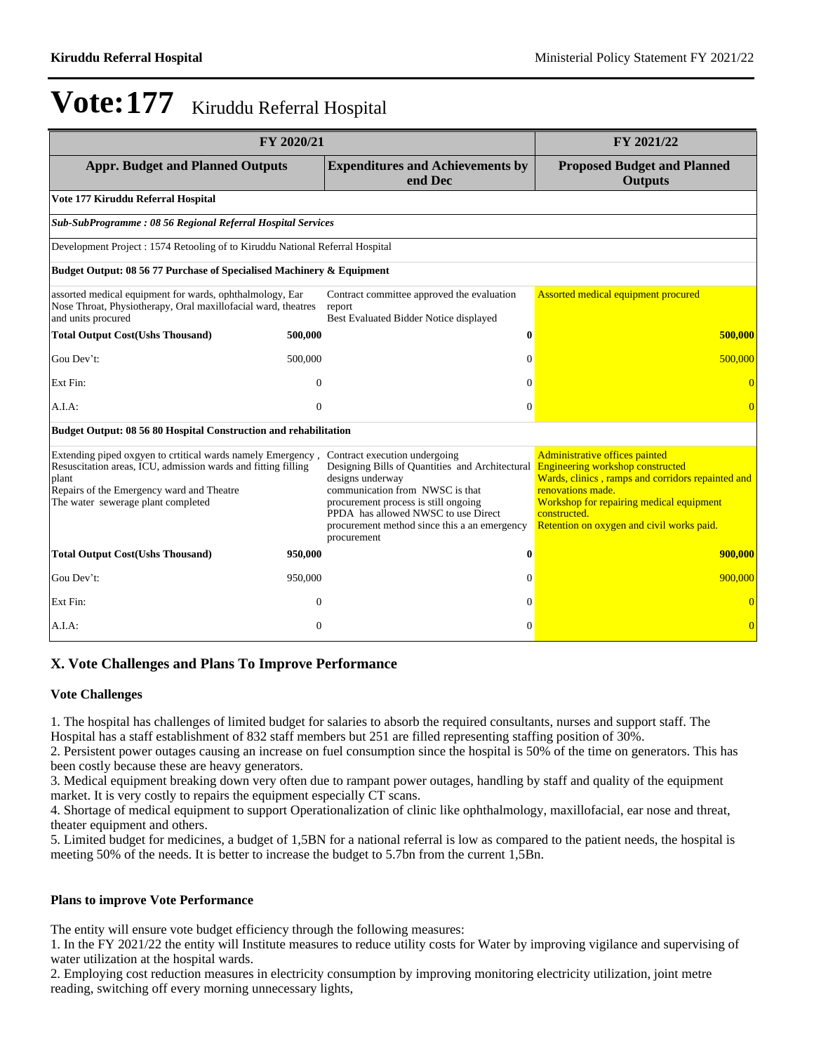# Vote:177 Kiruddu Referral Hospital

| FY 2020/21 | | | FY 2021/22 |
|---|---|---|---|
| **Appr. Budget and Planned Outputs** | | **Expenditures and Achievements by end Dec** | **Proposed Budget and Planned Outputs** |
| **Vote 177 Kiruddu Referral Hospital** | | | |
| ***Sub-SubProgramme : 08 56 Regional Referral Hospital Services*** | | | |
| Development Project : 1574 Retooling of to Kiruddu National Referral Hospital | | | |
| **Budget Output: 08 56 77 Purchase of Specialised Machinery & Equipment** | | | |
| assorted medical equipment for wards, ophthalmology, Ear Nose Throat, Physiotherapy, Oral maxillofacial ward, theatres and units procured | | Contract committee approved the evaluation report<br>Best Evaluated Bidder Notice displayed | Assorted medical equipment procured |
| **Total Output Cost(Ushs Thousand)** | **500,000** | **0** | **500,000** |
| Gou Dev't: | 500,000 | 0 | 500,000 |
| Ext Fin: | 0 | 0 | 0 |
| A.I.A: | 0 | 0 | 0 |
| **Budget Output: 08 56 80 Hospital Construction and rehabilitation** | | | |
| Extending piped oxgyen to crtitical wards namely Emergency , Resuscitation areas, ICU, admission wards and fitting filling plant<br>Repairs of the Emergency ward and Theatre<br>The water sewerage plant completed | | Contract execution undergoing<br>Designing Bills of Quantities and Architectural designs underway<br>communication from NWSC is that procurement process is still ongoing<br>PPDA has allowed NWSC to use Direct procurement method since this a an emergency procurement | Administrative offices painted<br>Engineering workshop constructed<br>Wards, clinics , ramps and corridors repainted and renovations made.<br>Workshop for repairing medical equipment constructed.<br>Retention on oxygen and civil works paid. |
| **Total Output Cost(Ushs Thousand)** | **950,000** | **0** | **900,000** |
| Gou Dev't: | 950,000 | 0 | 900,000 |
| Ext Fin: | 0 | 0 | 0 |
| A.I.A: | 0 | 0 | 0 |

## X. Vote Challenges and Plans To Improve Performance

### Vote Challenges

1. The hospital has challenges of limited budget for salaries to absorb the required consultants, nurses and support staff. The Hospital has a staff establishment of 832 staff members but 251 are filled representing staffing position of 30%.
2. Persistent power outages causing an increase on fuel consumption since the hospital is 50% of the time on generators. This has been costly because these are heavy generators.
3. Medical equipment breaking down very often due to rampant power outages, handling by staff and quality of the equipment market. It is very costly to repairs the equipment especially CT scans.
4. Shortage of medical equipment to support Operationalization of clinic like ophthalmology, maxillofacial, ear nose and threat, theater equipment and others.
5. Limited budget for medicines, a budget of 1,5BN for a national referral is low as compared to the patient needs, the hospital is meeting 50% of the needs. It is better to increase the budget to 5.7bn from the current 1,5Bn.

### Plans to improve Vote Performance

The entity will ensure vote budget efficiency through the following measures:
1. In the FY 2021/22 the entity will Institute measures to reduce utility costs for Water by improving vigilance and supervising of water utilization at the hospital wards.
2. Employing cost reduction measures in electricity consumption by improving monitoring electricity utilization, joint metre reading, switching off every morning unnecessary lights,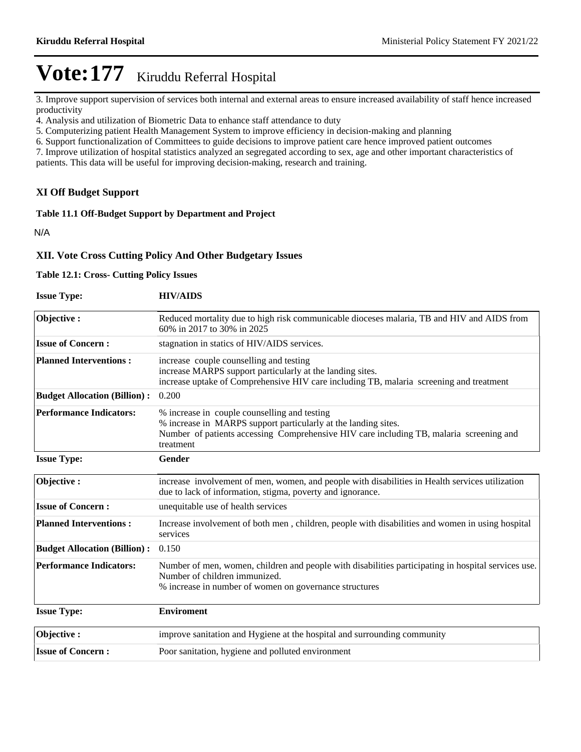# Vote:177 Kiruddu Referral Hospital

3. Improve support supervision of services both internal and external areas to ensure increased availability of staff hence increased productivity
4. Analysis and utilization of Biometric Data to enhance staff attendance to duty
5. Computerizing patient Health Management System to improve efficiency in decision-making and planning
6. Support functionalization of Committees to guide decisions to improve patient care hence improved patient outcomes
7. Improve utilization of hospital statistics analyzed an segregated according to sex, age and other important characteristics of patients. This data will be useful for improving decision-making, research and training.

## XI Off Budget Support

**Table 11.1 Off-Budget Support by Department and Project**

N/A

## XII. Vote Cross Cutting Policy And Other Budgetary Issues

**Table 12.1: Cross- Cutting Policy Issues**

**Issue Type:** **HIV/AIDS**

| | |
|---|---|
| **Objective :** | Reduced mortality due to high risk communicable dioceses malaria, TB and HIV and AIDS from 60% in 2017 to 30% in 2025 |
| **Issue of Concern :** | stagnation in statics of HIV/AIDS services. |
| **Planned Interventions :** | increase couple counselling and testing<br>increase MARPS support particularly at the landing sites.<br>increase uptake of Comprehensive HIV care including TB, malaria screening and treatment |
| **Budget Allocation (Billion) :** | 0.200 |
| **Performance Indicators:** | % increase in couple counselling and testing<br>% increase in MARPS support particularly at the landing sites.<br>Number of patients accessing Comprehensive HIV care including TB, malaria screening and treatment |

**Issue Type:** **Gender**

| | |
|---|---|
| **Objective :** | increase involvement of men, women, and people with disabilities in Health services utilization due to lack of information, stigma, poverty and ignorance. |
| **Issue of Concern :** | unequitable use of health services |
| **Planned Interventions :** | Increase involvement of both men , children, people with disabilities and women in using hospital services |
| **Budget Allocation (Billion) :** | 0.150 |
| **Performance Indicators:** | Number of men, women, children and people with disabilities participating in hospital services use.<br>Number of children immunized.<br>% increase in number of women on governance structures |

**Issue Type:** **Enviroment**

| | |
|---|---|
| **Objective :** | improve sanitation and Hygiene at the hospital and surrounding community |
| **Issue of Concern :** | Poor sanitation, hygiene and polluted environment |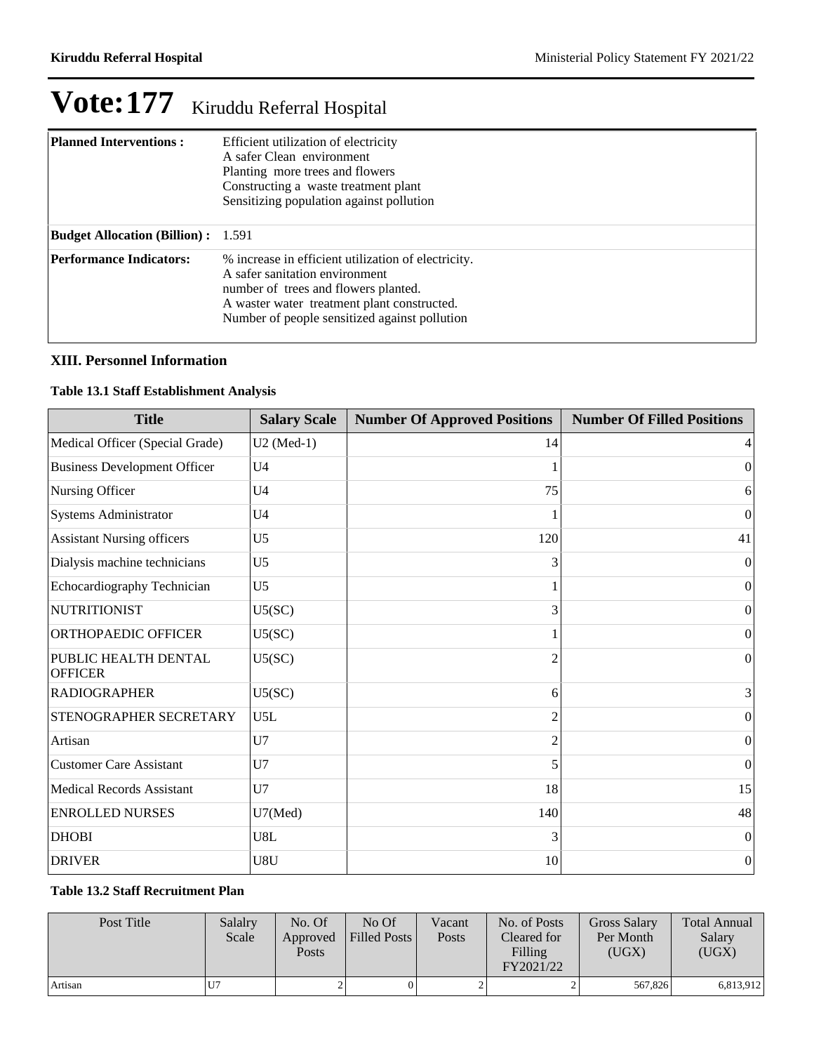# Vote:177 Kiruddu Referral Hospital

| | |
|---|---|
| **Planned Interventions :** | Efficient utilization of electricity<br>A safer Clean environment<br>Planting more trees and flowers<br>Constructing a waste treatment plant<br>Sensitizing population against pollution |
| **Budget Allocation (Billion) :** | 1.591 |
| **Performance Indicators:** | % increase in efficient utilization of electricity.<br>A safer sanitation environment<br>number of trees and flowers planted.<br>A waster water treatment plant constructed.<br>Number of people sensitized against pollution |

### XIII. Personnel Information

#### Table 13.1 Staff Establishment Analysis

| Title | Salary Scale | Number Of Approved Positions | Number Of Filled Positions |
|---|---|---|---|
| Medical Officer (Special Grade) | U2 (Med-1) | 14 | 4 |
| Business Development Officer | U4 | 1 | 0 |
| Nursing Officer | U4 | 75 | 6 |
| Systems Administrator | U4 | 1 | 0 |
| Assistant Nursing officers | U5 | 120 | 41 |
| Dialysis machine technicians | U5 | 3 | 0 |
| Echocardiography Technician | U5 | 1 | 0 |
| NUTRITIONIST | U5(SC) | 3 | 0 |
| ORTHOPAEDIC OFFICER | U5(SC) | 1 | 0 |
| PUBLIC HEALTH DENTAL OFFICER | U5(SC) | 2 | 0 |
| RADIOGRAPHER | U5(SC) | 6 | 3 |
| STENOGRAPHER SECRETARY | U5L | 2 | 0 |
| Artisan | U7 | 2 | 0 |
| Customer Care Assistant | U7 | 5 | 0 |
| Medical Records Assistant | U7 | 18 | 15 |
| ENROLLED NURSES | U7(Med) | 140 | 48 |
| DHOBI | U8L | 3 | 0 |
| DRIVER | U8U | 10 | 0 |

#### Table 13.2 Staff Recruitment Plan

| Post Title | Salalry Scale | No. Of Approved Posts | No Of Filled Posts | Vacant Posts | No. of Posts Cleared for Filling FY2021/22 | Gross Salary Per Month (UGX) | Total Annual Salary (UGX) |
|---|---|---|---|---|---|---|---|
| Artisan | U7 | 2 | 0 | 2 | 2 | 567,826 | 6,813,912 |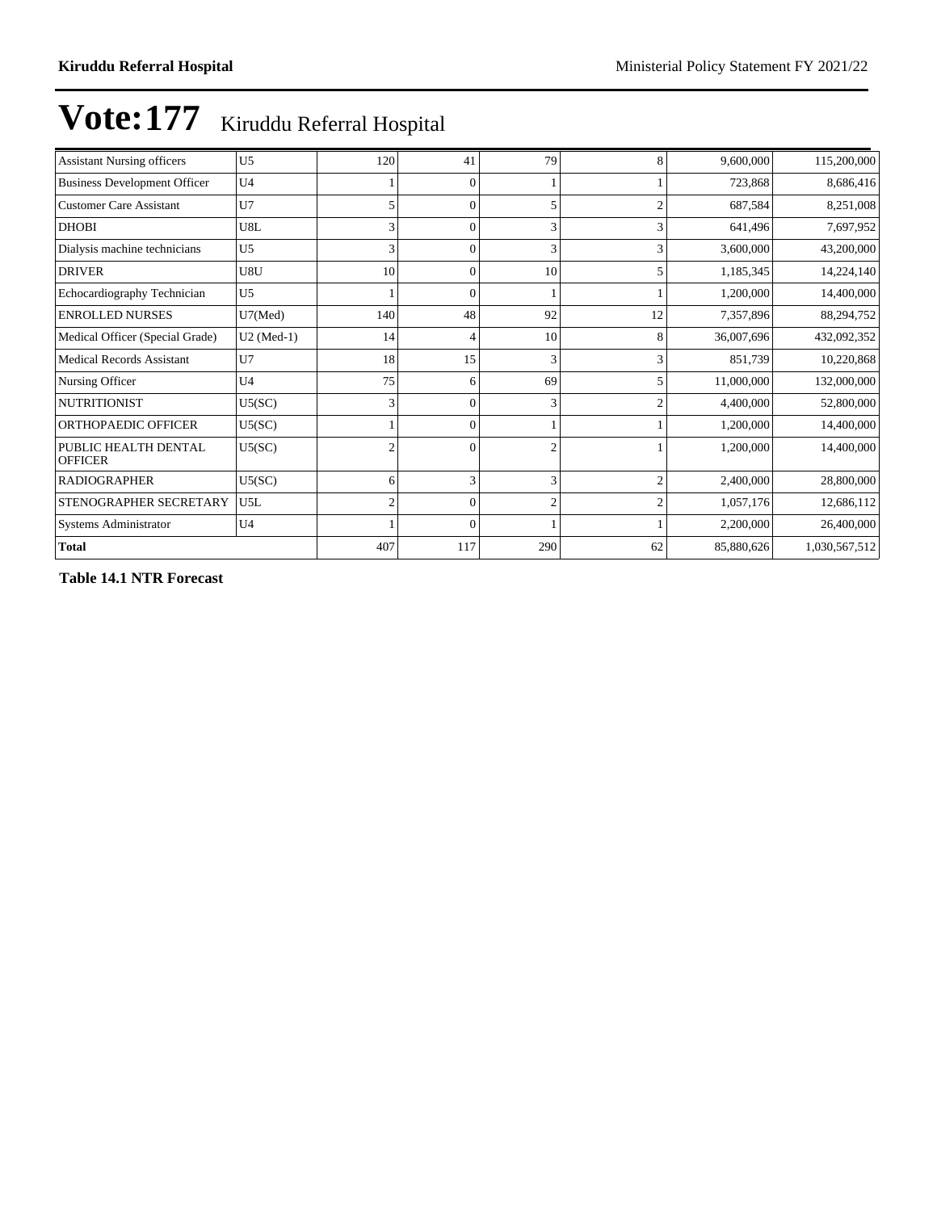# Vote:177 Kiruddu Referral Hospital

| | | | | | | | |
|---|---|---|---|---|---|---|---|
| Assistant Nursing officers | U5 | 120 | 41 | 79 | 8 | 9,600,000 | 115,200,000 |
| Business Development Officer | U4 | 1 | 0 | 1 | 1 | 723,868 | 8,686,416 |
| Customer Care Assistant | U7 | 5 | 0 | 5 | 2 | 687,584 | 8,251,008 |
| DHOBI | U8L | 3 | 0 | 3 | 3 | 641,496 | 7,697,952 |
| Dialysis machine technicians | U5 | 3 | 0 | 3 | 3 | 3,600,000 | 43,200,000 |
| DRIVER | U8U | 10 | 0 | 10 | 5 | 1,185,345 | 14,224,140 |
| Echocardiography Technician | U5 | 1 | 0 | 1 | 1 | 1,200,000 | 14,400,000 |
| ENROLLED NURSES | U7(Med) | 140 | 48 | 92 | 12 | 7,357,896 | 88,294,752 |
| Medical Officer (Special Grade) | U2 (Med-1) | 14 | 4 | 10 | 8 | 36,007,696 | 432,092,352 |
| Medical Records Assistant | U7 | 18 | 15 | 3 | 3 | 851,739 | 10,220,868 |
| Nursing Officer | U4 | 75 | 6 | 69 | 5 | 11,000,000 | 132,000,000 |
| NUTRITIONIST | U5(SC) | 3 | 0 | 3 | 2 | 4,400,000 | 52,800,000 |
| ORTHOPAEDIC OFFICER | U5(SC) | 1 | 0 | 1 | 1 | 1,200,000 | 14,400,000 |
| PUBLIC HEALTH DENTAL OFFICER | U5(SC) | 2 | 0 | 2 | 1 | 1,200,000 | 14,400,000 |
| RADIOGRAPHER | U5(SC) | 6 | 3 | 3 | 2 | 2,400,000 | 28,800,000 |
| STENOGRAPHER SECRETARY | U5L | 2 | 0 | 2 | 2 | 1,057,176 | 12,686,112 |
| Systems Administrator | U4 | 1 | 0 | 1 | 1 | 2,200,000 | 26,400,000 |
| **Total** | | 407 | 117 | 290 | 62 | 85,880,626 | 1,030,567,512 |

**Table 14.1 NTR Forecast**